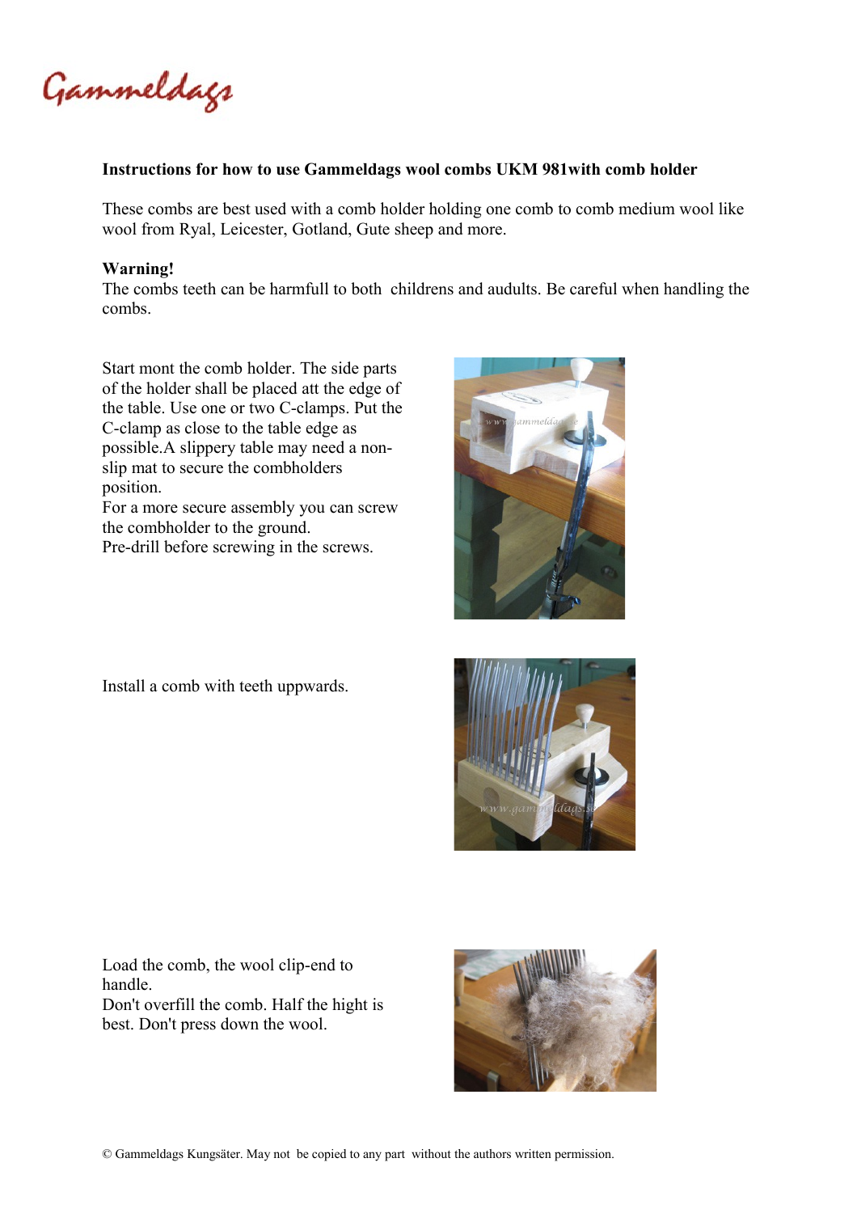Gammeldags

**Instructions for how to use Gammeldags wool combs UKM 981with comb holder**

These combs are best used with a comb holder holding one comb to comb medium wool like wool from Ryal, Leicester, Gotland, Gute sheep and more.

**Warning!**
The combs teeth can be harmfull to both childrens and audults. Be careful when handling the combs.

Start mont the comb holder. The side parts of the holder shall be placed att the edge of the table. Use one or two C-clamps. Put the C-clamp as close to the table edge as possible.A slippery table may need a non-slip mat to secure the combholders position.
For a more secure assembly you can screw the combholder to the ground.
Pre-drill before screwing in the screws.

Install a comb with teeth uppwards.

Load the comb, the wool clip-end to handle.
Don't overfill the comb. Half the hight is best. Don't press down the wool.

© Gammeldags Kungsäter. May not be copied to any part without the authors written permission.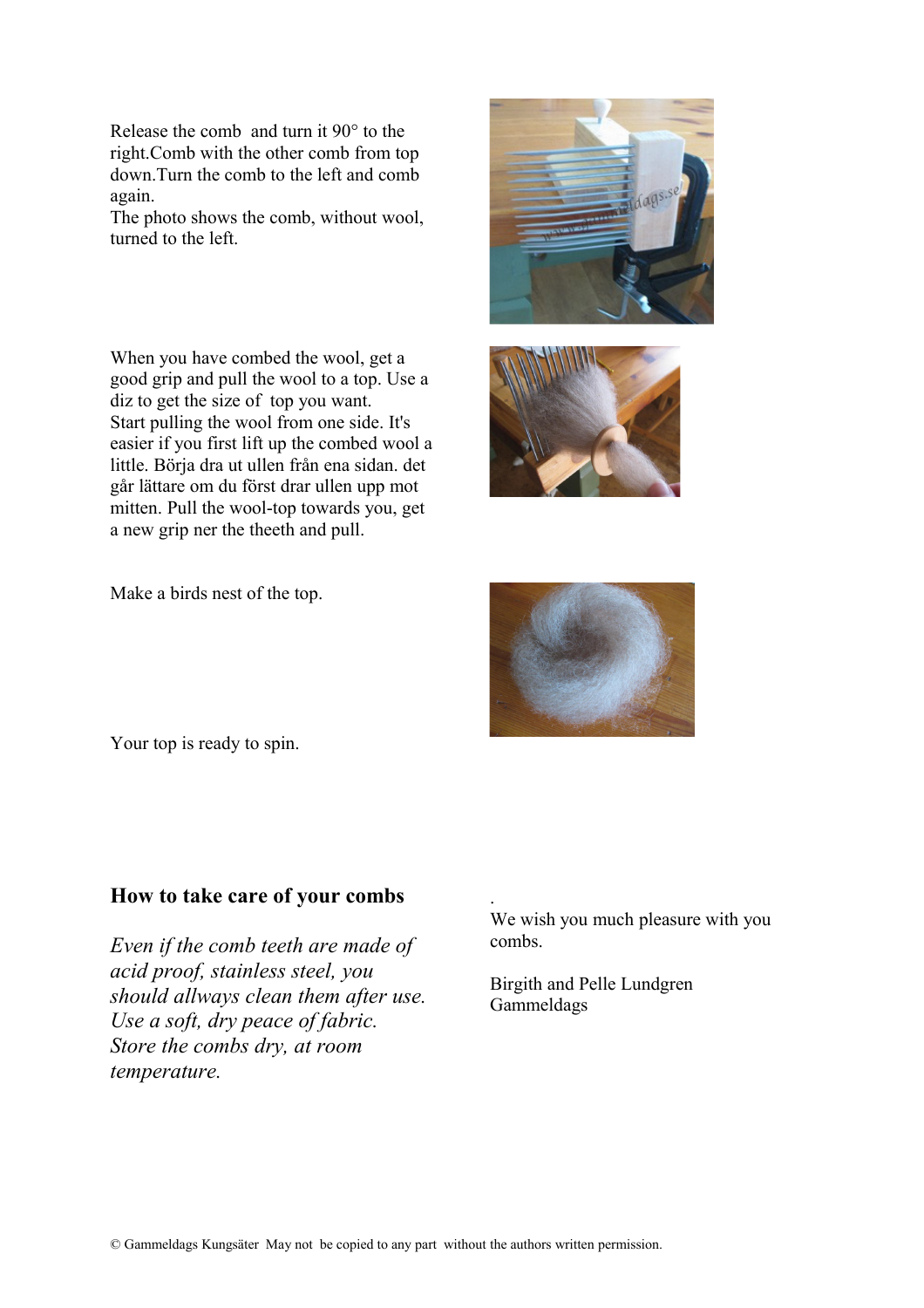Release the comb and turn it 90° to the right.Comb with the other comb from top down.Turn the comb to the left and comb again.
The photo shows the comb, without wool, turned to the left.

When you have combed the wool, get a good grip and pull the wool to a top. Use a diz to get the size of top you want.
Start pulling the wool from one side. It's easier if you first lift up the combed wool a little. Börja dra ut ullen från ena sidan. det går lättare om du först drar ullen upp mot mitten. Pull the wool-top towards you, get a new grip ner the theeth and pull.

Make a birds nest of the top.

Your top is ready to spin.

## How to take care of your combs

*Even if the comb teeth are made of acid proof, stainless steel, you should allways clean them after use. Use a soft, dry peace of fabric. Store the combs dry, at room temperature.*

.
We wish you much pleasure with you combs.

Birgith and Pelle Lundgren
Gammeldags

© Gammeldags Kungsäter May not be copied to any part without the authors written permission.